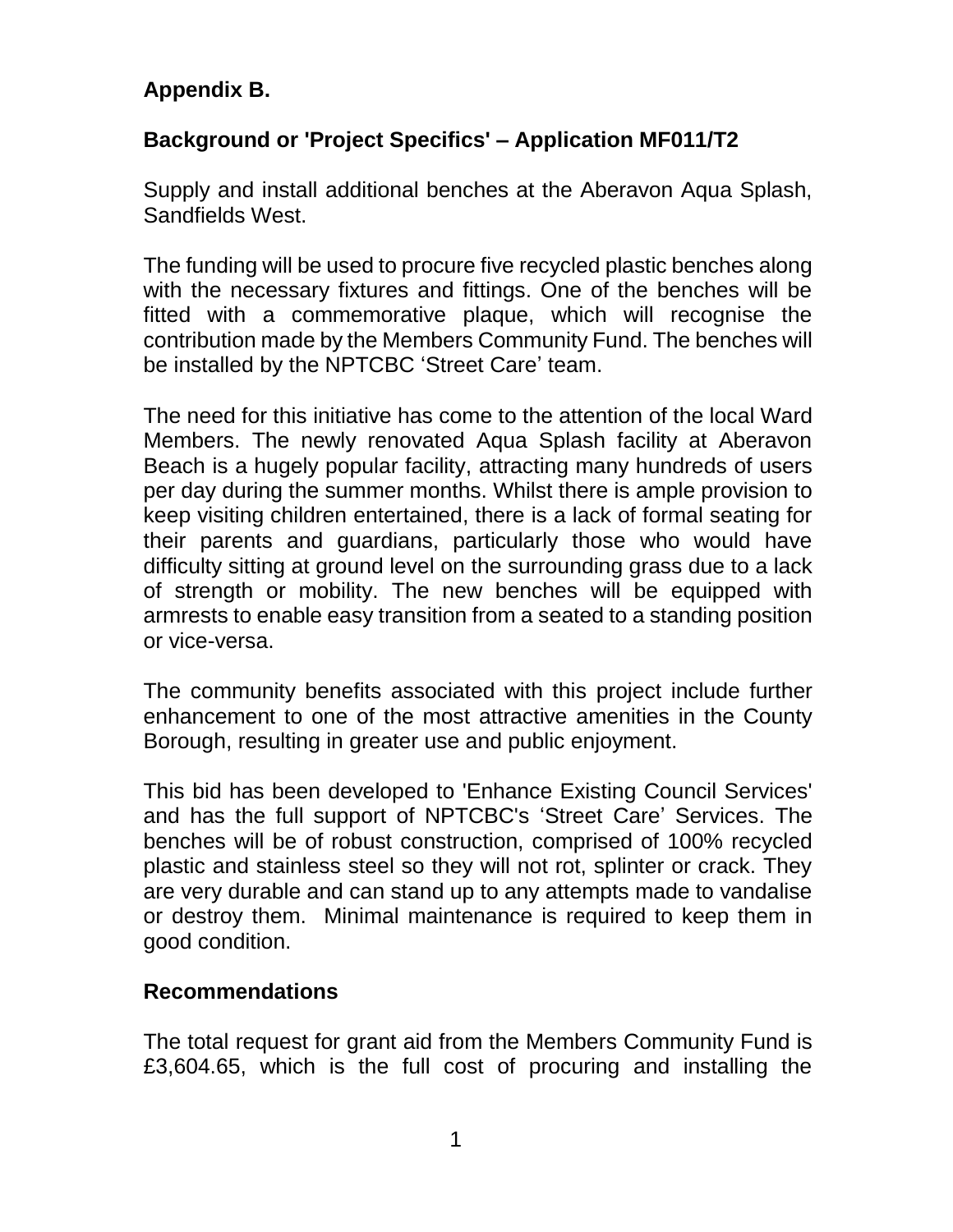**Appendix B.**

**Background or 'Project Specifics' – Application MF011/T2**

Supply and install additional benches at the Aberavon Aqua Splash, Sandfields West.

The funding will be used to procure five recycled plastic benches along with the necessary fixtures and fittings. One of the benches will be fitted with a commemorative plaque, which will recognise the contribution made by the Members Community Fund. The benches will be installed by the NPTCBC 'Street Care' team.

The need for this initiative has come to the attention of the local Ward Members. The newly renovated Aqua Splash facility at Aberavon Beach is a hugely popular facility, attracting many hundreds of users per day during the summer months. Whilst there is ample provision to keep visiting children entertained, there is a lack of formal seating for their parents and guardians, particularly those who would have difficulty sitting at ground level on the surrounding grass due to a lack of strength or mobility. The new benches will be equipped with armrests to enable easy transition from a seated to a standing position or vice-versa.

The community benefits associated with this project include further enhancement to one of the most attractive amenities in the County Borough, resulting in greater use and public enjoyment.

This bid has been developed to 'Enhance Existing Council Services' and has the full support of NPTCBC's 'Street Care' Services. The benches will be of robust construction, comprised of 100% recycled plastic and stainless steel so they will not rot, splinter or crack. They are very durable and can stand up to any attempts made to vandalise or destroy them. Minimal maintenance is required to keep them in good condition.

**Recommendations**

The total request for grant aid from the Members Community Fund is £3,604.65, which is the full cost of procuring and installing the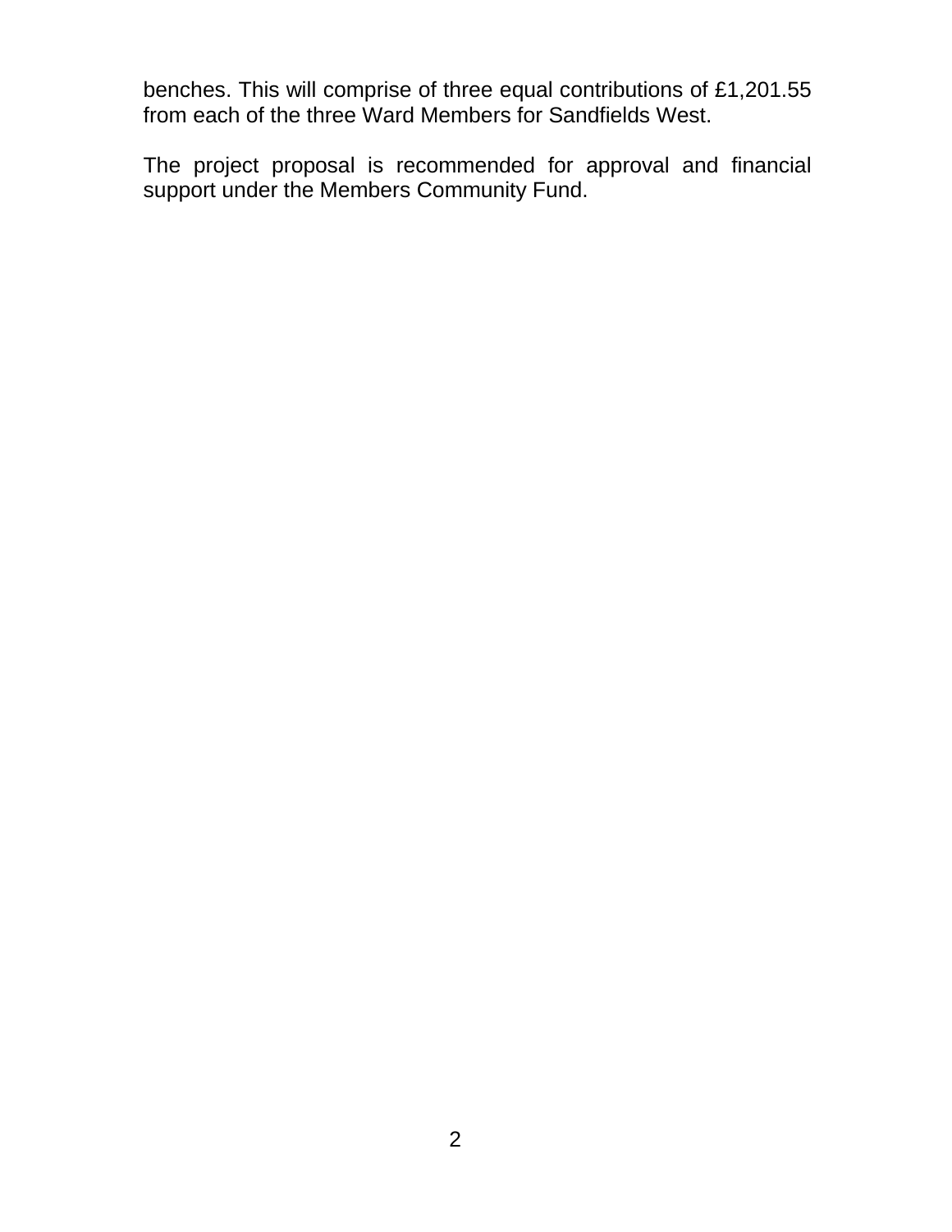benches. This will comprise of three equal contributions of £1,201.55 from each of the three Ward Members for Sandfields West.

The project proposal is recommended for approval and financial support under the Members Community Fund.